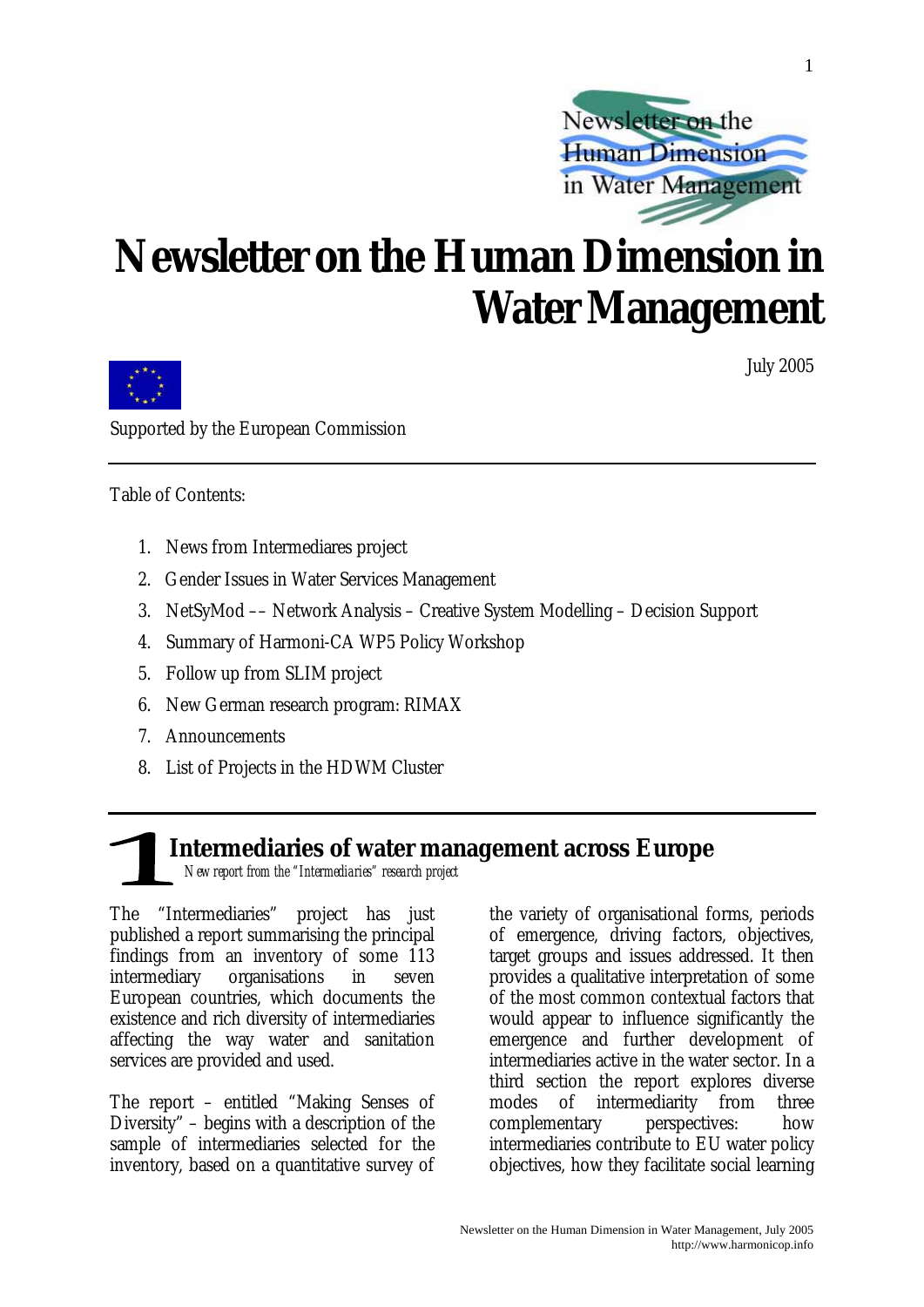# Newsletter on the Human Dimension in Water Management

July 2005

Supported by the European Commission

Table of Contents:

1. News from Intermediares project
2. Gender Issues in Water Services Management
3. NetSyMod –– Network Analysis – Creative System Modelling – Decision Support
4. Summary of Harmoni-CA WP5 Policy Workshop
5. Follow up from SLIM project
6. New German research program: RIMAX
7. Announcements
8. List of Projects in the HDWM Cluster

## 1 Intermediaries of water management across Europe

*New report from the "Intermediaries" research project*

The "Intermediaries" project has just published a report summarising the principal findings from an inventory of some 113 intermediary organisations in seven European countries, which documents the existence and rich diversity of intermediaries affecting the way water and sanitation services are provided and used.

The report – entitled "Making Senses of Diversity" – begins with a description of the sample of intermediaries selected for the inventory, based on a quantitative survey of the variety of organisational forms, periods of emergence, driving factors, objectives, target groups and issues addressed. It then provides a qualitative interpretation of some of the most common contextual factors that would appear to influence significantly the emergence and further development of intermediaries active in the water sector. In a third section the report explores diverse modes of intermediarity from three complementary perspectives: how intermediaries contribute to EU water policy objectives, how they facilitate social learning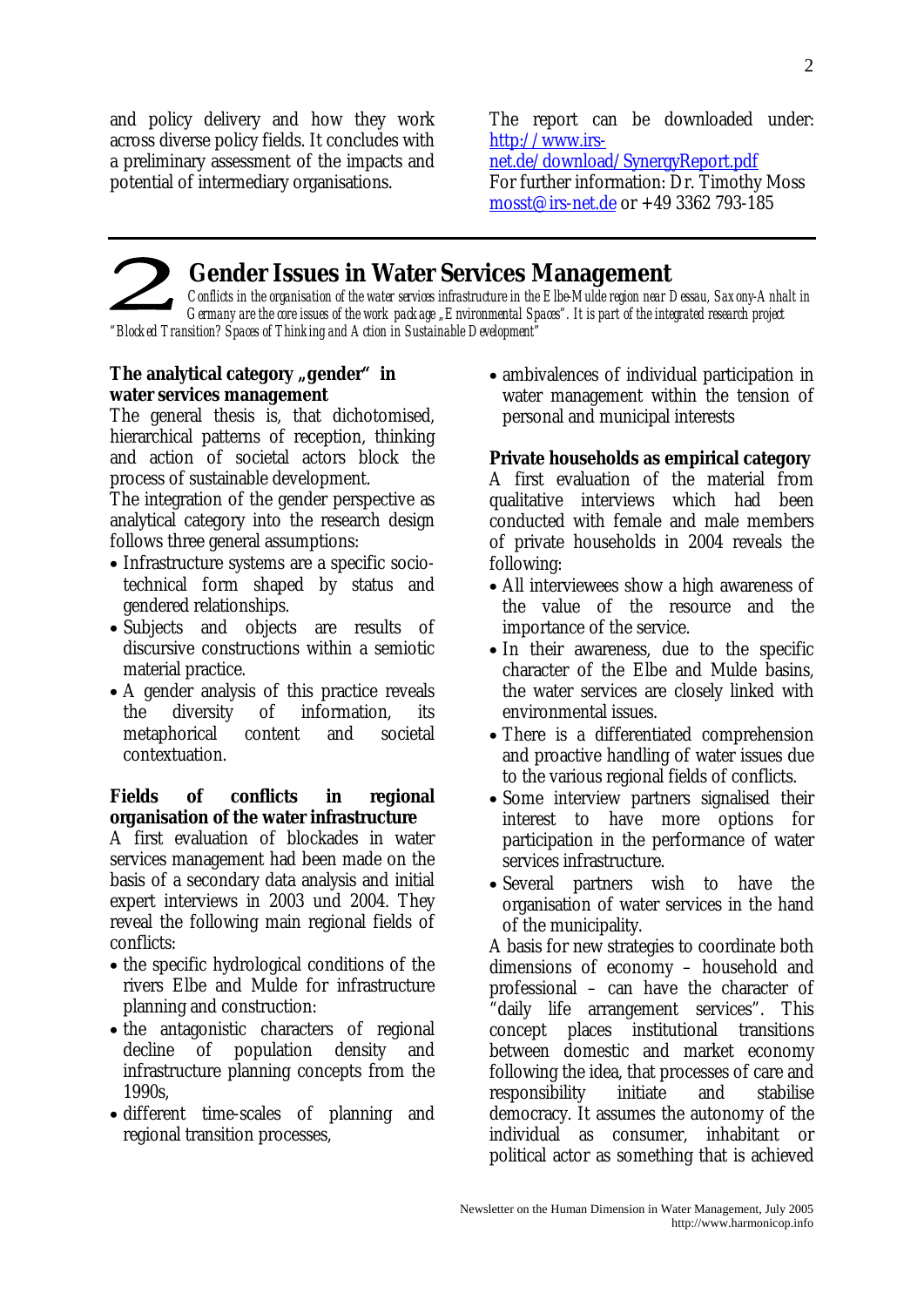and policy delivery and how they work across diverse policy fields. It concludes with a preliminary assessment of the impacts and potential of intermediary organisations.

The report can be downloaded under: http://www.irs-net.de/download/SynergyReport.pdf
For further information: Dr. Timothy Moss mosst@irs-net.de or +49 3362 793-185

---

# 2 Gender Issues in Water Services Management

*Conflicts in the organisation of the water services infrastructure in the Elbe-Mulde region near Dessau, Saxony-Anhalt in Germany are the core issues of the work package „Environmental Spaces". It is part of the integrated research project "Blocked Transition? Spaces of Thinking and Action in Sustainable Development"*

**The analytical category „gender" in water services management**

The general thesis is, that dichotomised, hierarchical patterns of reception, thinking and action of societal actors block the process of sustainable development.

The integration of the gender perspective as analytical category into the research design follows three general assumptions:

- Infrastructure systems are a specific socio-technical form shaped by status and gendered relationships.
- Subjects and objects are results of discursive constructions within a semiotic material practice.
- A gender analysis of this practice reveals the diversity of information, its metaphorical content and societal contextuation.

**Fields of conflicts in regional organisation of the water infrastructure**

A first evaluation of blockades in water services management had been made on the basis of a secondary data analysis and initial expert interviews in 2003 und 2004. They reveal the following main regional fields of conflicts:

- the specific hydrological conditions of the rivers Elbe and Mulde for infrastructure planning and construction:
- the antagonistic characters of regional decline of population density and infrastructure planning concepts from the 1990s,
- different time-scales of planning and regional transition processes,
- ambivalences of individual participation in water management within the tension of personal and municipal interests

**Private households as empirical category**

A first evaluation of the material from qualitative interviews which had been conducted with female and male members of private households in 2004 reveals the following:

- All interviewees show a high awareness of the value of the resource and the importance of the service.
- In their awareness, due to the specific character of the Elbe and Mulde basins, the water services are closely linked with environmental issues.
- There is a differentiated comprehension and proactive handling of water issues due to the various regional fields of conflicts.
- Some interview partners signalised their interest to have more options for participation in the performance of water services infrastructure.
- Several partners wish to have the organisation of water services in the hand of the municipality.

A basis for new strategies to coordinate both dimensions of economy – household and professional – can have the character of "daily life arrangement services". This concept places institutional transitions between domestic and market economy following the idea, that processes of care and responsibility initiate and stabilise democracy. It assumes the autonomy of the individual as consumer, inhabitant or political actor as something that is achieved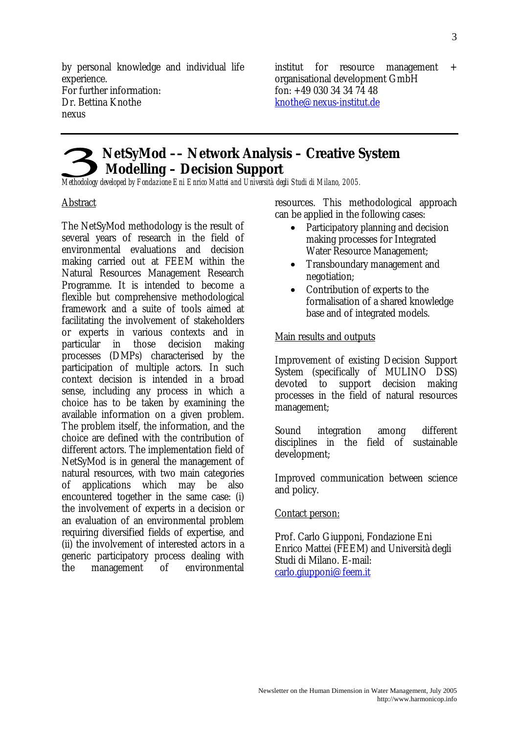by personal knowledge and individual life experience.
For further information:
Dr. Bettina Knothe
nexus
institut for resource management + organisational development GmbH
fon: +49 030 34 34 74 48
knothe@nexus-institut.de

---

# 3 NetSyMod –– Network Analysis – Creative System Modelling – Decision Support

*Methodology developed by Fondazione Eni Enrico Mattei and Università degli Studi di Milano, 2005.*

Abstract

The NetSyMod methodology is the result of several years of research in the field of environmental evaluations and decision making carried out at FEEM within the Natural Resources Management Research Programme. It is intended to become a flexible but comprehensive methodological framework and a suite of tools aimed at facilitating the involvement of stakeholders or experts in various contexts and in particular in those decision making processes (DMPs) characterised by the participation of multiple actors. In such context decision is intended in a broad sense, including any process in which a choice has to be taken by examining the available information on a given problem. The problem itself, the information, and the choice are defined with the contribution of different actors. The implementation field of NetSyMod is in general the management of natural resources, with two main categories of applications which may be also encountered together in the same case: (i) the involvement of experts in a decision or an evaluation of an environmental problem requiring diversified fields of expertise, and (ii) the involvement of interested actors in a generic participatory process dealing with the management of environmental resources. This methodological approach can be applied in the following cases:

- Participatory planning and decision making processes for Integrated Water Resource Management;
- Transboundary management and negotiation;
- Contribution of experts to the formalisation of a shared knowledge base and of integrated models.

Main results and outputs

Improvement of existing Decision Support System (specifically of MULINO DSS) devoted to support decision making processes in the field of natural resources management;

Sound integration among different disciplines in the field of sustainable development;

Improved communication between science and policy.

Contact person:

Prof. Carlo Giupponi, Fondazione Eni Enrico Mattei (FEEM) and Università degli Studi di Milano. E-mail: carlo.giupponi@feem.it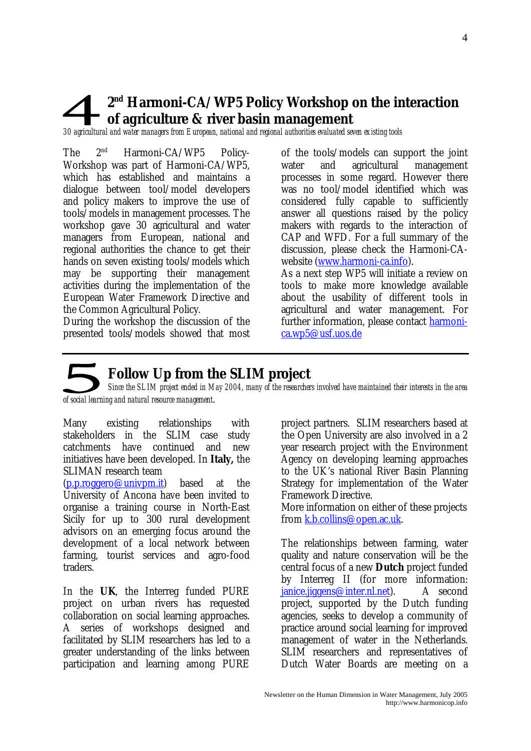# 4 2nd Harmoni-CA/WP5 Policy Workshop on the interaction of agriculture & river basin management

*30 agricultural and water managers from European, national and regional authorities evaluated seven existing tools*

The 2nd Harmoni-CA/WP5 Policy-Workshop was part of Harmoni-CA/WP5, which has established and maintains a dialogue between tool/model developers and policy makers to improve the use of tools/models in management processes. The workshop gave 30 agricultural and water managers from European, national and regional authorities the chance to get their hands on seven existing tools/models which may be supporting their management activities during the implementation of the European Water Framework Directive and the Common Agricultural Policy.

During the workshop the discussion of the presented tools/models showed that most of the tools/models can support the joint water and agricultural management processes in some regard. However there was no tool/model identified which was considered fully capable to sufficiently answer all questions raised by the policy makers with regards to the interaction of CAP and WFD. For a full summary of the discussion, please check the Harmoni-CA-website (www.harmoni-ca.info).

As a next step WP5 will initiate a review on tools to make more knowledge available about the usability of different tools in agricultural and water management. For further information, please contact harmoni-ca.wp5@usf.uos.de

# 5 Follow Up from the SLIM project

*Since the SLIM project ended in May 2004, many of the researchers involved have maintained their interests in the area of social learning and natural resource management.*

Many existing relationships with stakeholders in the SLIM case study catchments have continued and new initiatives have been developed. In **Italy,** the SLIMAN research team (p.p.roggero@univpm.it) based at the University of Ancona have been invited to organise a training course in North-East Sicily for up to 300 rural development advisors on an emerging focus around the development of a local network between farming, tourist services and agro-food traders.

In the **UK**, the Interreg funded PURE project on urban rivers has requested collaboration on social learning approaches. A series of workshops designed and facilitated by SLIM researchers has led to a greater understanding of the links between participation and learning among PURE project partners. SLIM researchers based at the Open University are also involved in a 2 year research project with the Environment Agency on developing learning approaches to the UK's national River Basin Planning Strategy for implementation of the Water Framework Directive.

More information on either of these projects from k.b.collins@open.ac.uk.

The relationships between farming, water quality and nature conservation will be the central focus of a new **Dutch** project funded by Interreg II (for more information: janice.jiggens@inter.nl.net). A second project, supported by the Dutch funding agencies, seeks to develop a community of practice around social learning for improved management of water in the Netherlands. SLIM researchers and representatives of Dutch Water Boards are meeting on a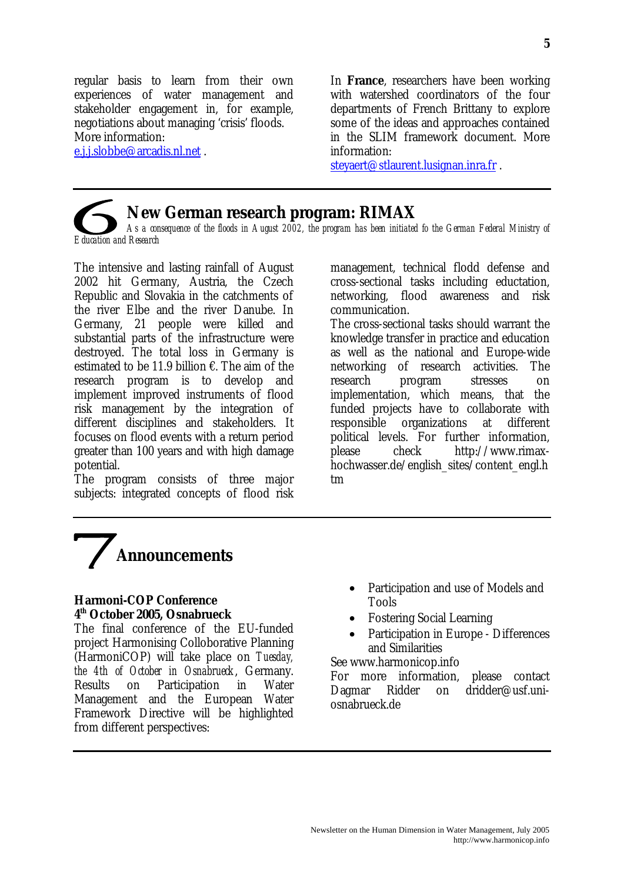regular basis to learn from their own experiences of water management and stakeholder engagement in, for example, negotiations about managing 'crisis' floods. More information: e.j.j.slobbe@arcadis.nl.net .

In **France**, researchers have been working with watershed coordinators of the four departments of French Brittany to explore some of the ideas and approaches contained in the SLIM framework document. More information: steyaert@stlaurent.lusignan.inra.fr .

## 6 New German research program: RIMAX

*As a consequence of the floods in August 2002, the program has been initiated fo the German Federal Ministry of Education and Research*

The intensive and lasting rainfall of August 2002 hit Germany, Austria, the Czech Republic and Slovakia in the catchments of the river Elbe and the river Danube. In Germany, 21 people were killed and substantial parts of the infrastructure were destroyed. The total loss in Germany is estimated to be 11.9 billion €. The aim of the research program is to develop and implement improved instruments of flood risk management by the integration of different disciplines and stakeholders. It focuses on flood events with a return period greater than 100 years and with high damage potential.

The program consists of three major subjects: integrated concepts of flood risk management, technical flodd defense and cross-sectional tasks including eductation, networking, flood awareness and risk communication.

The cross-sectional tasks should warrant the knowledge transfer in practice and education as well as the national and Europe-wide networking of research activities. The research program stresses on implementation, which means, that the funded projects have to collaborate with responsible organizations at different political levels. For further information, please check http://www.rimax-hochwasser.de/english_sites/content_engl.htm

## 7 Announcements

**Harmoni-COP Conference**
**4th October 2005, Osnabrueck**

The final conference of the EU-funded project Harmonising Colloborative Planning (HarmoniCOP) will take place on *Tuesday, the 4th of October in Osnabrueck*, Germany. Results on Participation in Water Management and the European Water Framework Directive will be highlighted from different perspectives:

- Participation and use of Models and Tools
- Fostering Social Learning
- Participation in Europe - Differences and Similarities

See www.harmonicop.info

For more information, please contact Dagmar Ridder on dridder@usf.uni-osnabrueck.de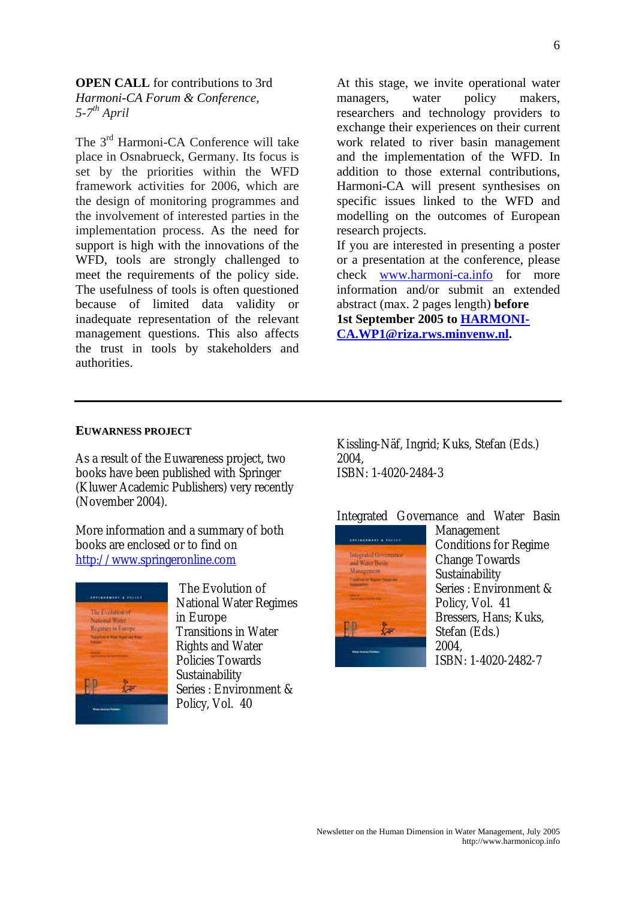**OPEN CALL** for contributions to 3rd *Harmoni-CA Forum & Conference, 5-7th April*

The 3rd Harmoni-CA Conference will take place in Osnabrueck, Germany. Its focus is set by the priorities within the WFD framework activities for 2006, which are the design of monitoring programmes and the involvement of interested parties in the implementation process. As the need for support is high with the innovations of the WFD, tools are strongly challenged to meet the requirements of the policy side. The usefulness of tools is often questioned because of limited data validity or inadequate representation of the relevant management questions. This also affects the trust in tools by stakeholders and authorities.

At this stage, we invite operational water managers, water policy makers, researchers and technology providers to exchange their experiences on their current work related to river basin management and the implementation of the WFD. In addition to those external contributions, Harmoni-CA will present syntheses on specific issues linked to the WFD and modelling on the outcomes of European research projects.

If you are interested in presenting a poster or a presentation at the conference, please check www.harmoni-ca.info for more information and/or submit an extended abstract (max. 2 pages length) **before 1st September 2005 to HARMONI-CA.WP1@riza.rws.minvenw.nl.**

---

## EUWARNESS PROJECT

As a result of the Euwareness project, two books have been published with Springer (Kluwer Academic Publishers) very recently (November 2004).

More information and a summary of both books are enclosed or to find on http://www.springeronline.com

The Evolution of National Water Regimes in Europe
Transitions in Water Rights and Water Policies Towards Sustainability
Series : Environment & Policy, Vol. 40
Kissling-Näf, Ingrid; Kuks, Stefan (Eds.)
2004,
ISBN: 1-4020-2484-3

Integrated Governance and Water Basin Management
Conditions for Regime Change Towards Sustainability
Series : Environment & Policy, Vol. 41
Bressers, Hans; Kuks, Stefan (Eds.)
2004,
ISBN: 1-4020-2482-7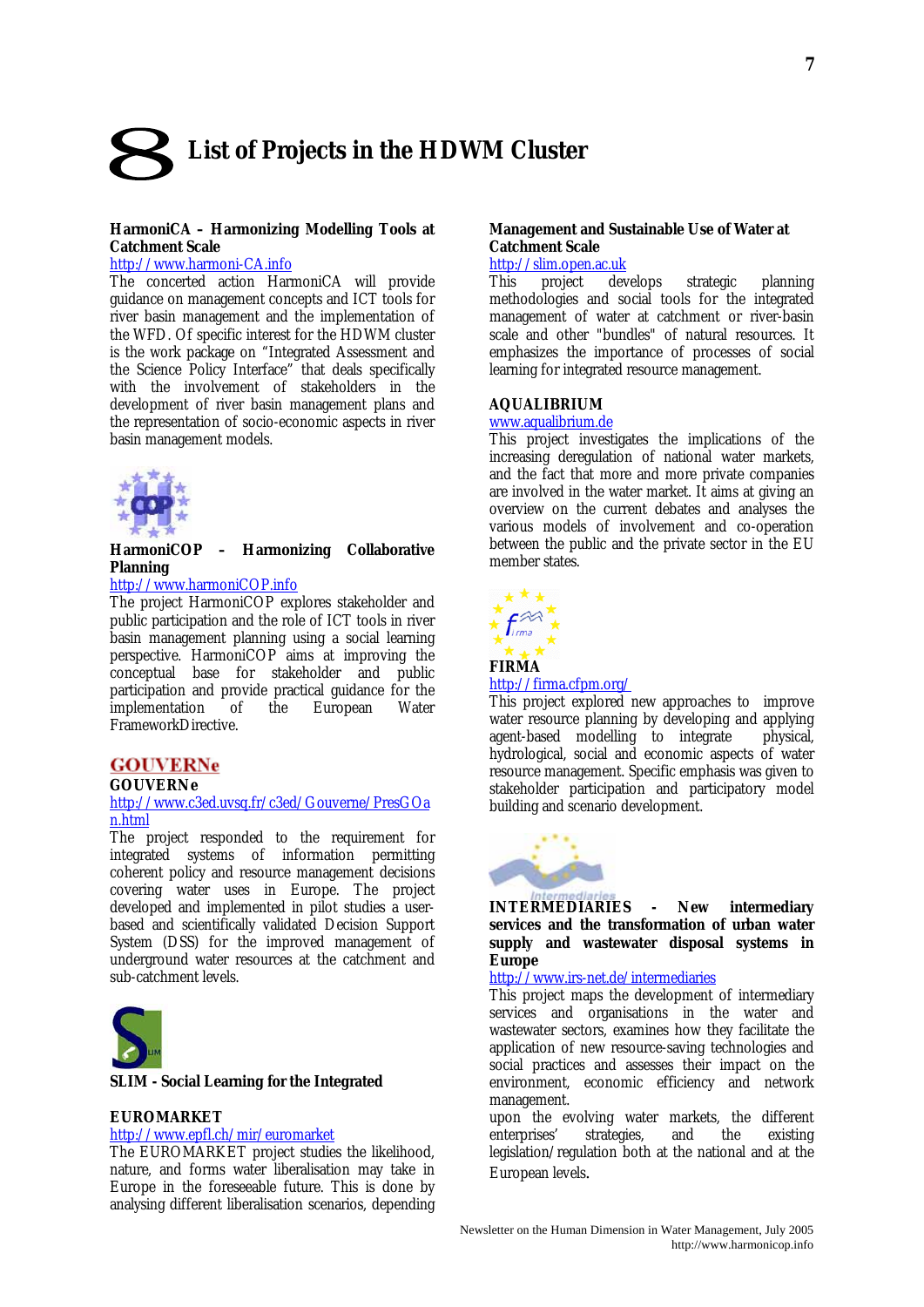# 8 List of Projects in the HDWM Cluster

**HarmoniCA – Harmonizing Modelling Tools at Catchment Scale**

http://www.harmoni-CA.info

The concerted action HarmoniCA will provide guidance on management concepts and ICT tools for river basin management and the implementation of the WFD. Of specific interest for the HDWM cluster is the work package on "Integrated Assessment and the Science Policy Interface" that deals specifically with the involvement of stakeholders in the development of river basin management plans and the representation of socio-economic aspects in river basin management models.

**HarmoniCOP – Harmonizing Collaborative Planning**

http://www.harmoniCOP.info

The project HarmoniCOP explores stakeholder and public participation and the role of ICT tools in river basin management planning using a social learning perspective. HarmoniCOP aims at improving the conceptual base for stakeholder and public participation and provide practical guidance for the implementation of the European Water FrameworkDirective.

**GOUVERNe**

http://www.c3ed.uvsq.fr/c3ed/Gouverne/PresGOan.html

The project responded to the requirement for integrated systems of information permitting coherent policy and resource management decisions covering water uses in Europe. The project developed and implemented in pilot studies a user-based and scientifically validated Decision Support System (DSS) for the improved management of underground water resources at the catchment and sub-catchment levels.

**SLIM - Social Learning for the Integrated Management and Sustainable Use of Water at Catchment Scale**

http://slim.open.ac.uk

This project develops strategic planning methodologies and social tools for the integrated management of water at catchment or river-basin scale and other "bundles" of natural resources. It emphasizes the importance of processes of social learning for integrated resource management.

**EUROMARKET**

http://www.epfl.ch/mir/euromarket

The EUROMARKET project studies the likelihood, nature, and forms water liberalisation may take in Europe in the foreseeable future. This is done by analysing different liberalisation scenarios, depending upon the evolving water markets, the different enterprises' strategies, and the existing legislation/regulation both at the national and at the European levels.

**AQUALIBRIUM**

www.aqualibrium.de

This project investigates the implications of the increasing deregulation of national water markets, and the fact that more and more private companies are involved in the water market. It aims at giving an overview on the current debates and analyses the various models of involvement and co-operation between the public and the private sector in the EU member states.

**FIRMA**

http://firma.cfpm.org/

This project explored new approaches to improve water resource planning by developing and applying agent-based modelling to integrate physical, hydrological, social and economic aspects of water resource management. Specific emphasis was given to stakeholder participation and participatory model building and scenario development.

**INTERMEDIARIES - New intermediary services and the transformation of urban water supply and wastewater disposal systems in Europe**

http://www.irs-net.de/intermediaries

This project maps the development of intermediary services and organisations in the water and wastewater sectors, examines how they facilitate the application of new resource-saving technologies and social practices and assesses their impact on the environment, economic efficiency and network management.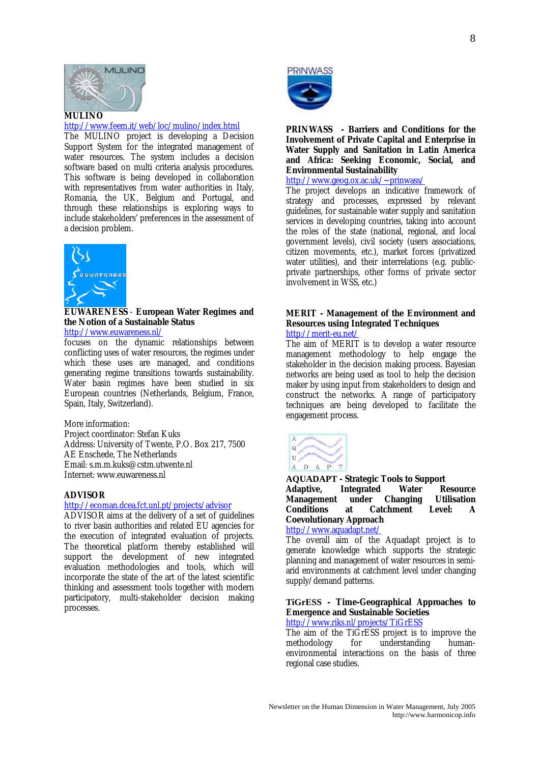**MULINO**

http://www.feem.it/web/loc/mulino/index.html

The MULINO project is developing a Decision Support System for the integrated management of water resources. The system includes a decision software based on multi criteria analysis procedures. This software is being developed in collaboration with representatives from water authorities in Italy, Romania, the UK, Belgium and Portugal, and through these relationships is exploring ways to include stakeholders' preferences in the assessment of a decision problem.

**EUWARENESS** - **European Water Regimes and the Notion of a Sustainable Status**

http://www.euwareness.nl/

focuses on the dynamic relationships between conflicting uses of water resources, the regimes under which these uses are managed, and conditions generating regime transitions towards sustainability. Water basin regimes have been studied in six European countries (Netherlands, Belgium, France, Spain, Italy, Switzerland).

More information:
Project coordinator: Stefan Kuks
Address: University of Twente, P.O. Box 217, 7500 AE Enschede, The Netherlands
Email: s.m.m.kuks@cstm.utwente.nl
Internet: www.euwareness.nl

**ADVISOR**

http://ecoman.dcea.fct.unl.pt/projects/advisor

ADVISOR aims at the delivery of a set of guidelines to river basin authorities and related EU agencies for the execution of integrated evaluation of projects. The theoretical platform thereby established will support the development of new integrated evaluation methodologies and tools, which will incorporate the state of the art of the latest scientific thinking and assessment tools together with modern participatory, multi-stakeholder decision making processes.

**PRINWASS - Barriers and Conditions for the Involvement of Private Capital and Enterprise in Water Supply and Sanitation in Latin America and Africa: Seeking Economic, Social, and Environmental Sustainability**

http://www.geog.ox.ac.uk/~prinwass/

The project develops an indicative framework of strategy and processes, expressed by relevant guidelines, for sustainable water supply and sanitation services in developing countries, taking into account the roles of the state (national, regional, and local government levels), civil society (users associations, citizen movements, etc.), market forces (privatized water utilities), and their interrelations (e.g. public-private partnerships, other forms of private sector involvement in WSS, etc.)

**MERIT - Management of the Environment and Resources using Integrated Techniques**

http://merit-eu.net/

The aim of MERIT is to develop a water resource management methodology to help engage the stakeholder in the decision making process. Bayesian networks are being used as tool to help the decision maker by using input from stakeholders to design and construct the networks. A range of participatory techniques are being developed to facilitate the engagement process.

**AQUADAPT - Strategic Tools to Support Adaptive, Integrated Water Resource Management under Changing Utilisation Conditions at Catchment Level: A Coevolutionary Approach**

http://www.aquadapt.net/

The overall aim of the Aquadapt project is to generate knowledge which supports the strategic planning and management of water resources in semi-arid environments at catchment level under changing supply/demand patterns.

**TiGrESS - Time-Geographical Approaches to Emergence and Sustainable Societies**

http://www.riks.nl/projects/TiGrESS

The aim of the TiGrESS project is to improve the methodology for understanding human-environmental interactions on the basis of three regional case studies.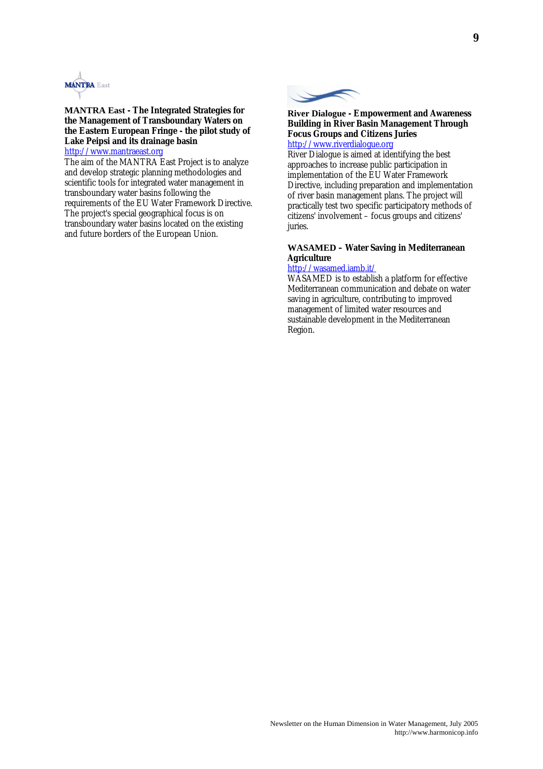**MANTRA East - The Integrated Strategies for the Management of Transboundary Waters on the Eastern European Fringe - the pilot study of Lake Peipsi and its drainage basin**

http://www.mantraeast.org

The aim of the MANTRA East Project is to analyze and develop strategic planning methodologies and scientific tools for integrated water management in transboundary water basins following the requirements of the EU Water Framework Directive. The project's special geographical focus is on transboundary water basins located on the existing and future borders of the European Union.

**River Dialogue - Empowerment and Awareness Building in River Basin Management Through Focus Groups and Citizens Juries**

http://www.riverdialogue.org

River Dialogue is aimed at identifying the best approaches to increase public participation in implementation of the EU Water Framework Directive, including preparation and implementation of river basin management plans. The project will practically test two specific participatory methods of citizens' involvement – focus groups and citizens' juries.

**WASAMED – Water Saving in Mediterranean Agriculture**

http://wasamed.iamb.it/

WASAMED is to establish a platform for effective Mediterranean communication and debate on water saving in agriculture, contributing to improved management of limited water resources and sustainable development in the Mediterranean Region.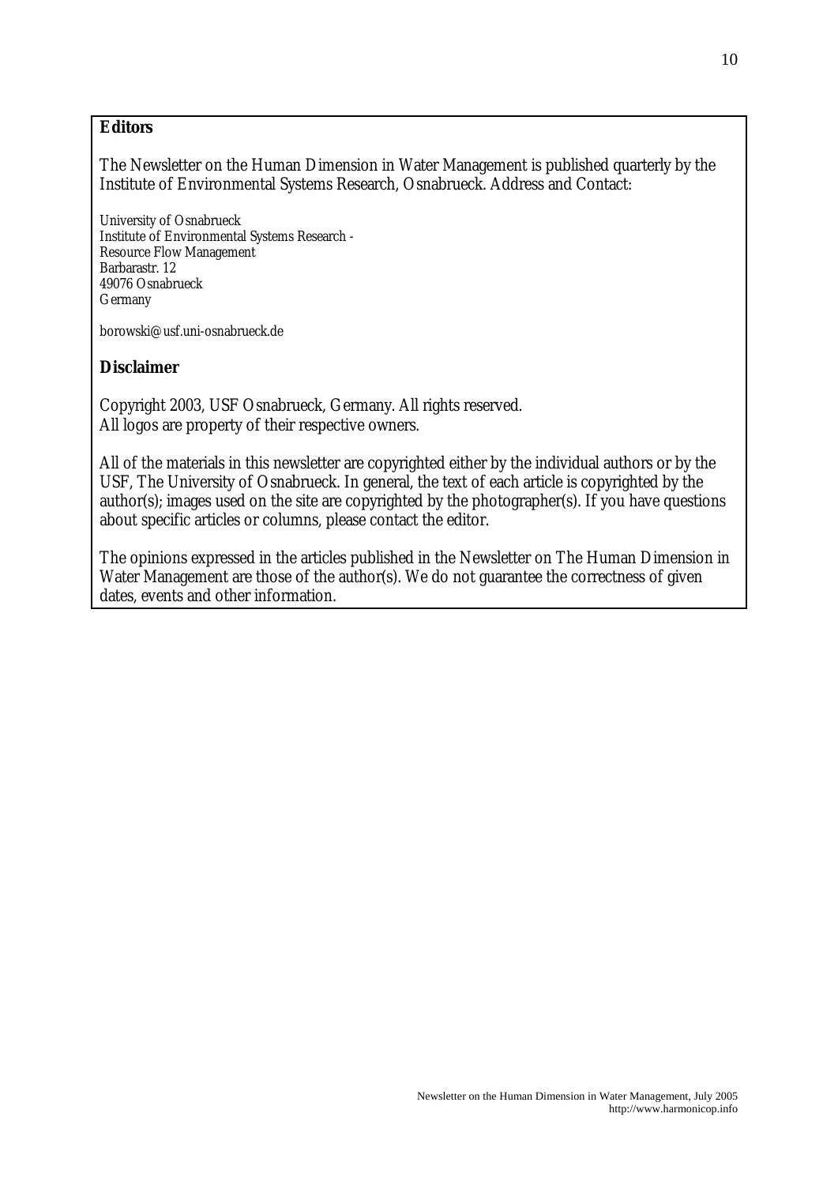## Editors

The Newsletter on the Human Dimension in Water Management is published quarterly by the Institute of Environmental Systems Research, Osnabrueck. Address and Contact:

University of Osnabrueck
Institute of Environmental Systems Research -
Resource Flow Management
Barbarastr. 12
49076 Osnabrueck
Germany

borowski@usf.uni-osnabrueck.de

## Disclaimer

Copyright 2003, USF Osnabrueck, Germany. All rights reserved.
All logos are property of their respective owners.

All of the materials in this newsletter are copyrighted either by the individual authors or by the USF, The University of Osnabrueck. In general, the text of each article is copyrighted by the author(s); images used on the site are copyrighted by the photographer(s). If you have questions about specific articles or columns, please contact the editor.

The opinions expressed in the articles published in the Newsletter on The Human Dimension in Water Management are those of the author(s). We do not guarantee the correctness of given dates, events and other information.